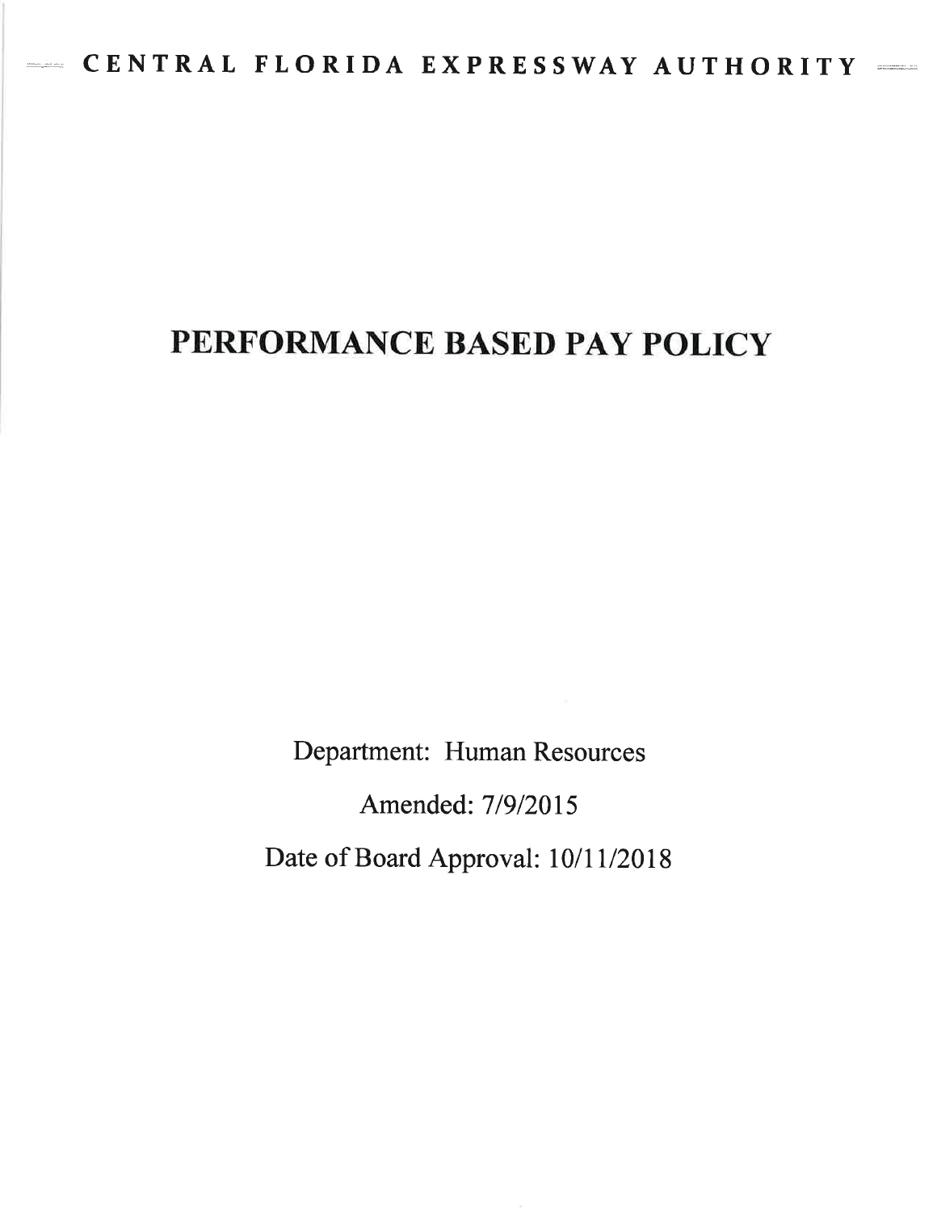CENTRAL FLORIDA EXPRESSWAY AUTHORITY

# PERFORMANCE BASED PAY POLICY

Department: Human Resources

Amended: 7/9/2015

Date of Board Approval: 10/11/2018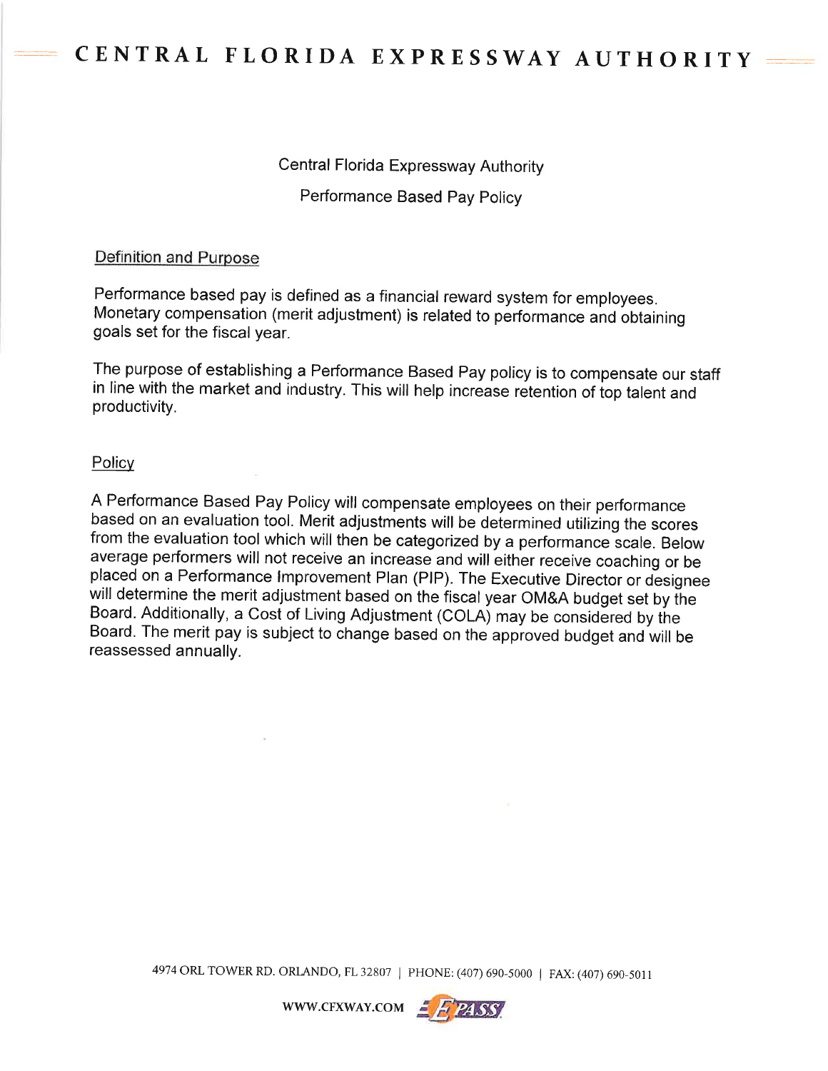# CENTRAL FLORIDA EXPRESSWAY AUTHORITY

Central Florida Expressway Authority

Performance Based Pay Policy

## Definition and Purpose

Performance based pay is defined as a financial reward system for employees. Monetary compensation (merit adjustment) is related to performance and obtaining goals set for the fiscal year.

The purpose of establishing a Performance Based Pay policy is to compensate our staff in line with the market and industry. This will help increase retention of top talent and productivity.

## Policy

A Performance Based Pay Policy will compensate employees on their performance based on an evaluation tool. Merit adjustments will be determined utilizing the scores from the evaluation tool which will then be categorized by a performance scale. Below average performers will not receive an increase and will either receive coaching or be placed on a Performance Improvement Plan (PIP). The Executive Director or designee will determine the merit adjustment based on the fiscal year OM&A budget set by the Board. Additionally, a Cost of Living Adjustment (COLA) may be considered by the Board. The merit pay is subject to change based on the approved budget and will be reassessed annually.

4974 ORL TOWER RD. ORLANDO, FL 32807 | PHONE: (407) 690-5000 | FAX: (407) 690-5011

WWW.CFXWAY.COM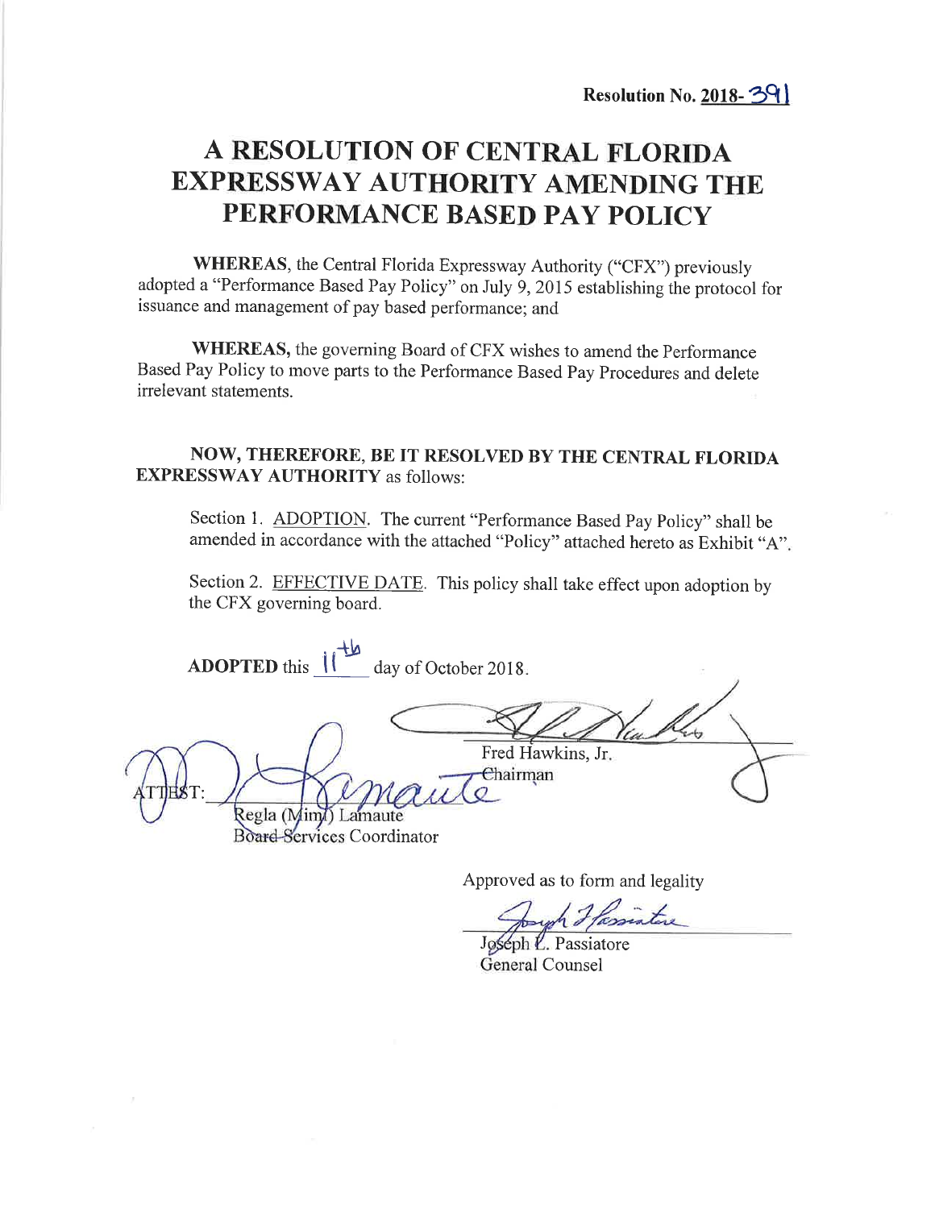Resolution No. 2018-391

# A RESOLUTION OF CENTRAL FLORIDA EXPRESSWAY AUTHORITY AMENDING THE PERFORMANCE BASED PAY POLICY

**WHEREAS**, the Central Florida Expressway Authority ("CFX") previously adopted a "Performance Based Pay Policy" on July 9, 2015 establishing the protocol for issuance and management of pay based performance; and

**WHEREAS,** the governing Board of CFX wishes to amend the Performance Based Pay Policy to move parts to the Performance Based Pay Procedures and delete irrelevant statements.

**NOW, THEREFORE, BE IT RESOLVED BY THE CENTRAL FLORIDA EXPRESSWAY AUTHORITY** as follows:

Section 1. ADOPTION. The current "Performance Based Pay Policy" shall be amended in accordance with the attached "Policy" attached hereto as Exhibit "A".

Section 2. EFFECTIVE DATE. This policy shall take effect upon adoption by the CFX governing board.

**ADOPTED** this 11th day of October 2018.

Fred Hawkins, Jr.
Chairman

ATTEST:
Regla (Mimi) Lamaute
Board Services Coordinator

Approved as to form and legality

Joseph L. Passiatore
General Counsel